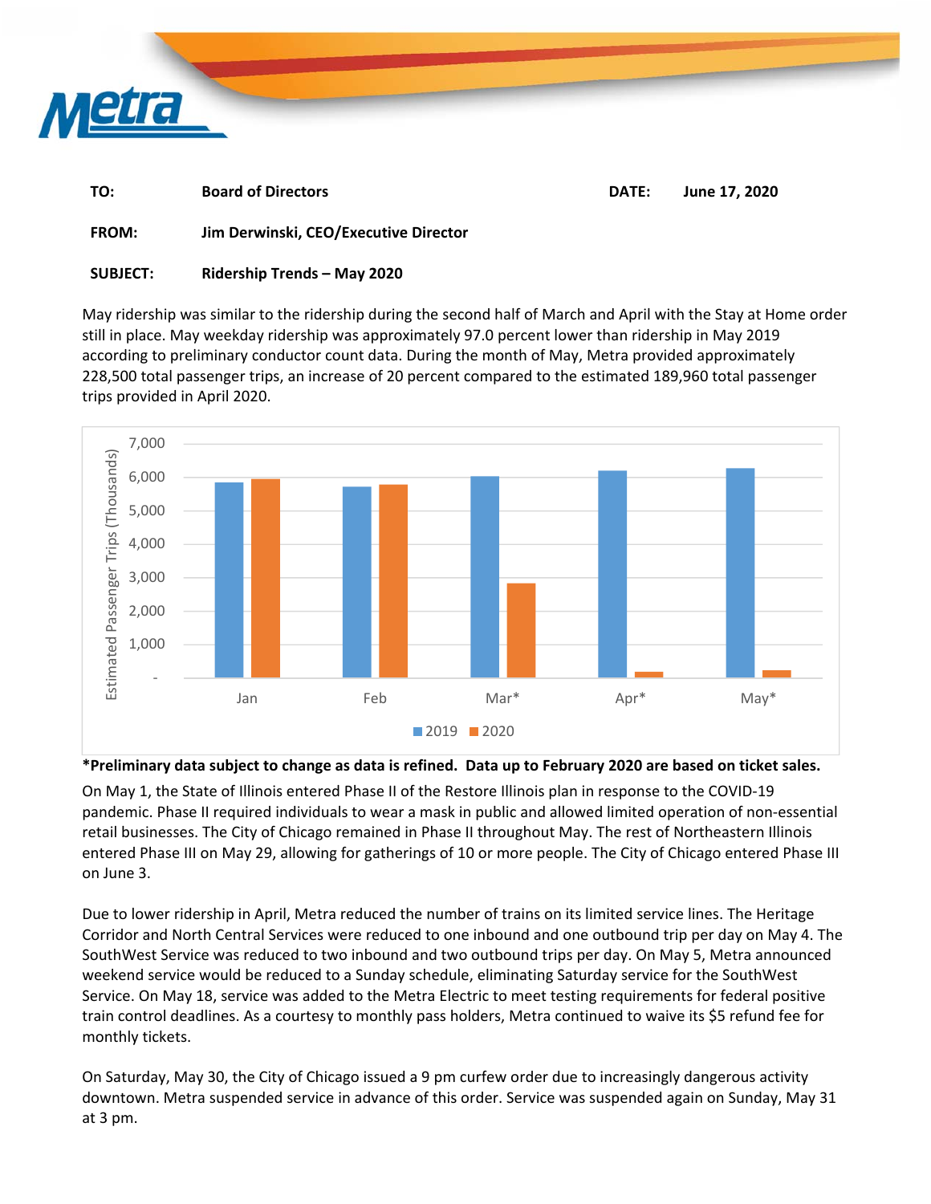| | | | |
|---|---|---|---|
| **TO:** | **Board of Directors** | **DATE:** | **June 17, 2020** |
| **FROM:** | **Jim Derwinski, CEO/Executive Director** | | |
| **SUBJECT:** | **Ridership Trends – May 2020** | | |

May ridership was similar to the ridership during the second half of March and April with the Stay at Home order still in place. May weekday ridership was approximately 97.0 percent lower than ridership in May 2019 according to preliminary conductor count data. During the month of May, Metra provided approximately 228,500 total passenger trips, an increase of 20 percent compared to the estimated 189,960 total passenger trips provided in April 2020.

**\*Preliminary data subject to change as data is refined. Data up to February 2020 are based on ticket sales.**

On May 1, the State of Illinois entered Phase II of the Restore Illinois plan in response to the COVID-19 pandemic. Phase II required individuals to wear a mask in public and allowed limited operation of non-essential retail businesses. The City of Chicago remained in Phase II throughout May. The rest of Northeastern Illinois entered Phase III on May 29, allowing for gatherings of 10 or more people. The City of Chicago entered Phase III on June 3.

Due to lower ridership in April, Metra reduced the number of trains on its limited service lines. The Heritage Corridor and North Central Services were reduced to one inbound and one outbound trip per day on May 4. The SouthWest Service was reduced to two inbound and two outbound trips per day. On May 5, Metra announced weekend service would be reduced to a Sunday schedule, eliminating Saturday service for the SouthWest Service. On May 18, service was added to the Metra Electric to meet testing requirements for federal positive train control deadlines. As a courtesy to monthly pass holders, Metra continued to waive its $5 refund fee for monthly tickets.

On Saturday, May 30, the City of Chicago issued a 9 pm curfew order due to increasingly dangerous activity downtown. Metra suspended service in advance of this order. Service was suspended again on Sunday, May 31 at 3 pm.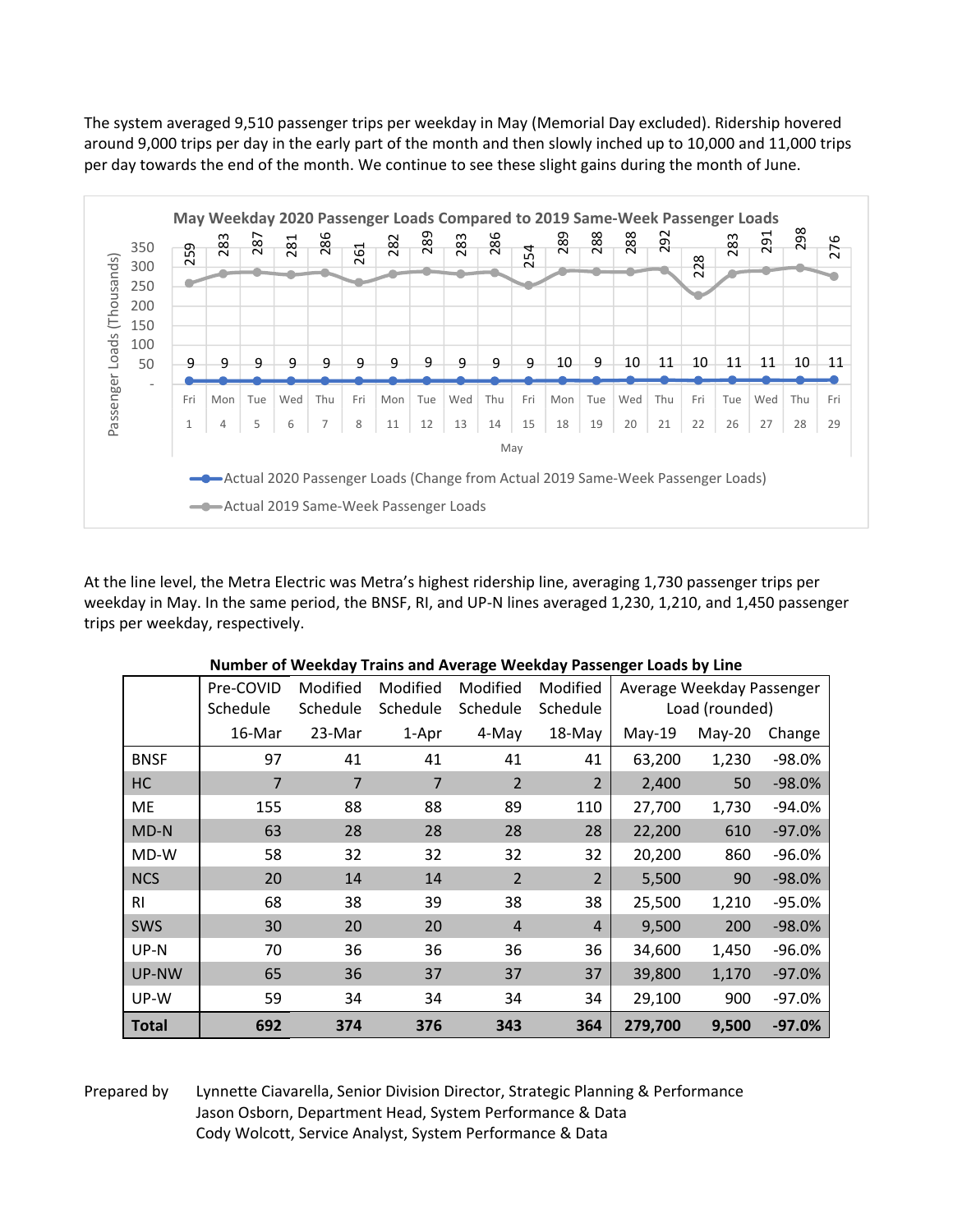The system averaged 9,510 passenger trips per weekday in May (Memorial Day excluded). Ridership hovered around 9,000 trips per day in the early part of the month and then slowly inched up to 10,000 and 11,000 trips per day towards the end of the month. We continue to see these slight gains during the month of June.

May Weekday 2020 Passenger Loads Compared to 2019 Same-Week Passenger Loads

Passenger Loads (Thousands)

350
300
250
200
150
100
50
-

259 283 287 281 286 261 282 289 283 286 254 289 288 288 292 228 283 291 298 276

9 9 9 9 9 9 9 9 9 9 9 10 9 10 11 10 11 11 10 11

Fri 1, Mon 4, Tue 5, Wed 6, Thu 7, Fri 8, Mon 11, Tue 12, Wed 13, Thu 14, Fri 15, Mon 18, Tue 19, Wed 20, Thu 21, Fri 22, Tue 26, Wed 27, Thu 28, Fri 29

May

Actual 2020 Passenger Loads (Change from Actual 2019 Same-Week Passenger Loads)

Actual 2019 Same-Week Passenger Loads

At the line level, the Metra Electric was Metra's highest ridership line, averaging 1,730 passenger trips per weekday in May. In the same period, the BNSF, RI, and UP-N lines averaged 1,230, 1,210, and 1,450 passenger trips per weekday, respectively.

**Number of Weekday Trains and Average Weekday Passenger Loads by Line**

| | Pre-COVID Schedule | Modified Schedule | Modified Schedule | Modified Schedule | Modified Schedule | Average Weekday Passenger Load (rounded) | | |
|---|---|---|---|---|---|---|---|---|
| | 16-Mar | 23-Mar | 1-Apr | 4-May | 18-May | May-19 | May-20 | Change |
| BNSF | 97 | 41 | 41 | 41 | 41 | 63,200 | 1,230 | -98.0% |
| HC | 7 | 7 | 7 | 2 | 2 | 2,400 | 50 | -98.0% |
| ME | 155 | 88 | 88 | 89 | 110 | 27,700 | 1,730 | -94.0% |
| MD-N | 63 | 28 | 28 | 28 | 28 | 22,200 | 610 | -97.0% |
| MD-W | 58 | 32 | 32 | 32 | 32 | 20,200 | 860 | -96.0% |
| NCS | 20 | 14 | 14 | 2 | 2 | 5,500 | 90 | -98.0% |
| RI | 68 | 38 | 39 | 38 | 38 | 25,500 | 1,210 | -95.0% |
| SWS | 30 | 20 | 20 | 4 | 4 | 9,500 | 200 | -98.0% |
| UP-N | 70 | 36 | 36 | 36 | 36 | 34,600 | 1,450 | -96.0% |
| UP-NW | 65 | 36 | 37 | 37 | 37 | 39,800 | 1,170 | -97.0% |
| UP-W | 59 | 34 | 34 | 34 | 34 | 29,100 | 900 | -97.0% |
| **Total** | **692** | **374** | **376** | **343** | **364** | **279,700** | **9,500** | **-97.0%** |

Prepared by Lynnette Ciavarella, Senior Division Director, Strategic Planning & Performance
Jason Osborn, Department Head, System Performance & Data
Cody Wolcott, Service Analyst, System Performance & Data